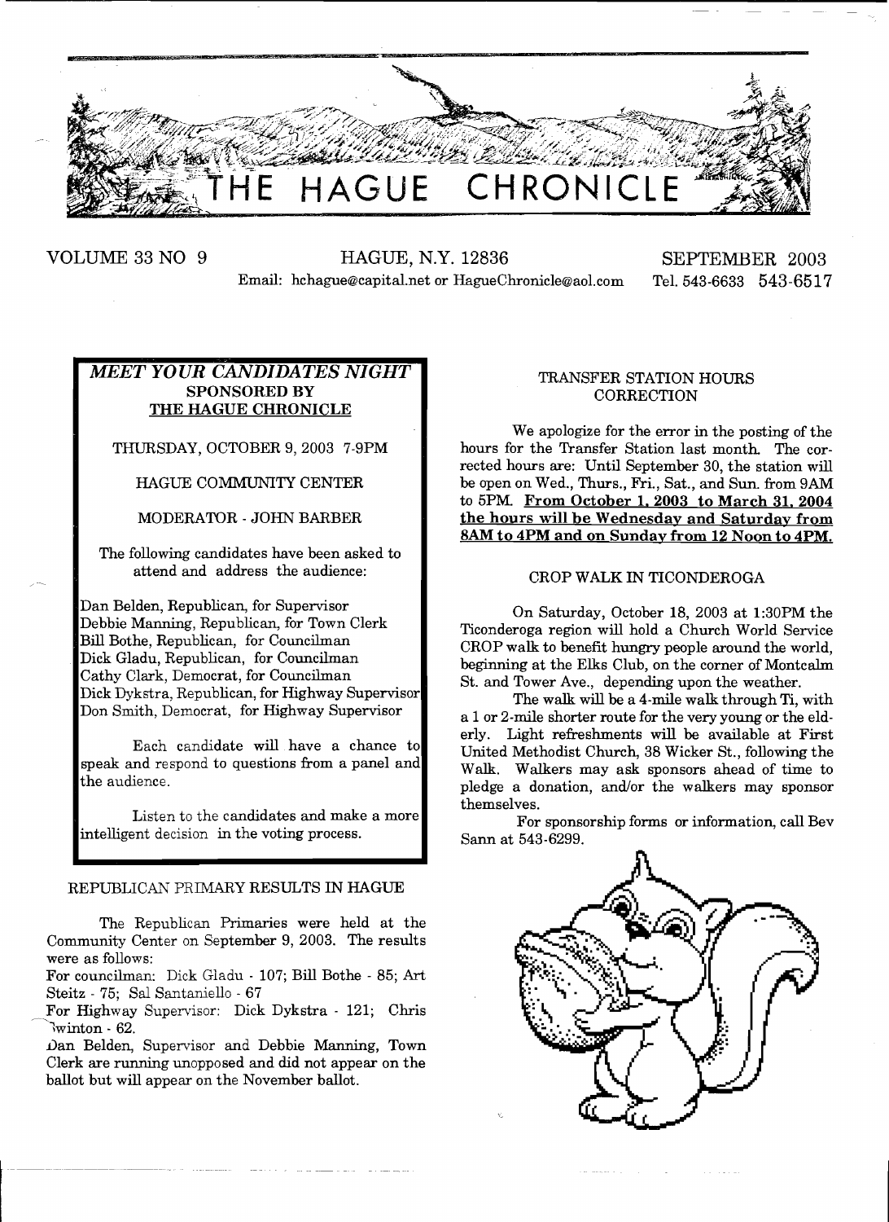# THE HAGUE CHRONICLE

VOLUME 33 NO 9 | HAGUE, N.Y. 12836 | SEPTEMBER 2003

Email: hchague@capital.net or HagueChronicle@aol.com | Tel. 543-6633 543-6517

## *MEET YOUR CANDIDATES NIGHT*
### SPONSORED BY THE HAGUE CHRONICLE

THURSDAY, OCTOBER 9, 2003 7-9PM

HAGUE COMMUNITY CENTER

MODERATOR - JOHN BARBER

The following candidates have been asked to attend and address the audience:

Dan Belden, Republican, for Supervisor
Debbie Manning, Republican, for Town Clerk
Bill Bothe, Republican, for Councilman
Dick Gladu, Republican, for Councilman
Cathy Clark, Democrat, for Councilman
Dick Dykstra, Republican, for Highway Supervisor
Don Smith, Democrat, for Highway Supervisor

Each candidate will have a chance to speak and respond to questions from a panel and the audience.

Listen to the candidates and make a more intelligent decision in the voting process.

## REPUBLICAN PRIMARY RESULTS IN HAGUE

The Republican Primaries were held at the Community Center on September 9, 2003. The results were as follows:

For councilman: Dick Gladu - 107; Bill Bothe - 85; Art Steitz - 75; Sal Santaniello - 67

For Highway Supervisor: Dick Dykstra - 121; Chris Swinton - 62.

Dan Belden, Supervisor and Debbie Manning, Town Clerk are running unopposed and did not appear on the ballot but will appear on the November ballot.

## TRANSFER STATION HOURS CORRECTION

We apologize for the error in the posting of the hours for the Transfer Station last month. The corrected hours are: Until September 30, the station will be open on Wed., Thurs., Fri., Sat., and Sun. from 9AM to 5PM. **From October 1, 2003 to March 31, 2004 the hours will be Wednesday and Saturday from 8AM to 4PM and on Sunday from 12 Noon to 4PM.**

## CROP WALK IN TICONDEROGA

On Saturday, October 18, 2003 at 1:30PM the Ticonderoga region will hold a Church World Service CROP walk to benefit hungry people around the world, beginning at the Elks Club, on the corner of Montcalm St. and Tower Ave., depending upon the weather.

The walk will be a 4-mile walk through Ti, with a 1 or 2-mile shorter route for the very young or the elderly. Light refreshments will be available at First United Methodist Church, 38 Wicker St., following the Walk. Walkers may ask sponsors ahead of time to pledge a donation, and/or the walkers may sponsor themselves.

For sponsorship forms or information, call Bev Sann at 543-6299.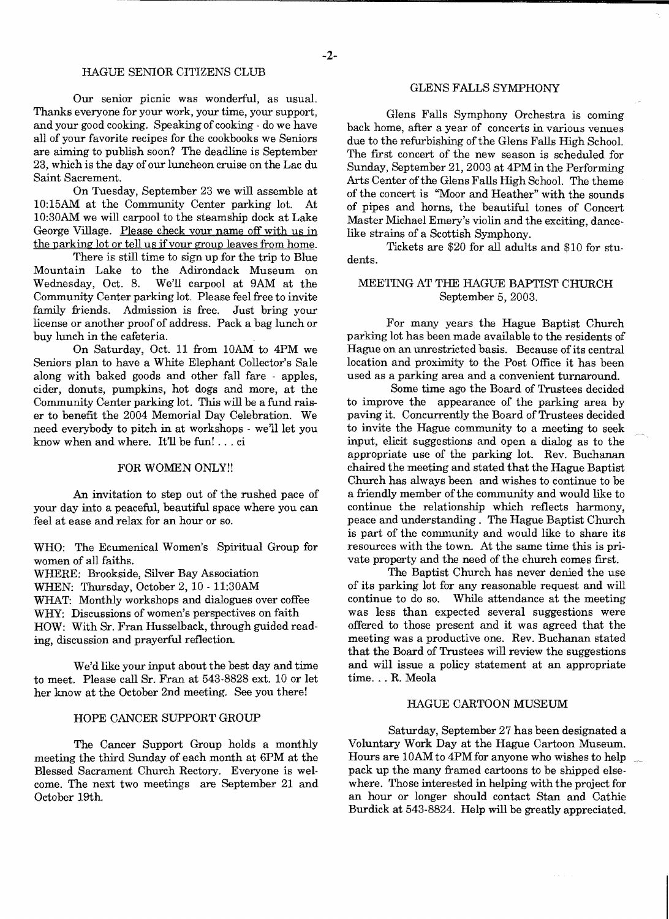## HAGUE SENIOR CITIZENS CLUB

Our senior picnic was wonderful, as usual. Thanks everyone for your work, your time, your support, and your good cooking. Speaking of cooking - do we have all of your favorite recipes for the cookbooks we Seniors are aiming to publish soon? The deadline is September 23, which is the day of our luncheon cruise on the Lac du Saint Sacrement.

On Tuesday, September 23 we will assemble at 10:15AM at the Community Center parking lot. At 10:30AM we will carpool to the steamship dock at Lake George Village. Please check your name off with us in the parking lot or tell us if your group leaves from home.

There is still time to sign up for the trip to Blue Mountain Lake to the Adirondack Museum on Wednesday, Oct. 8. We'll carpool at 9AM at the Community Center parking lot. Please feel free to invite family friends. Admission is free. Just bring your license or another proof of address. Pack a bag lunch or buy lunch in the cafeteria.

On Saturday, Oct. 11 from 10AM to 4PM we Seniors plan to have a White Elephant Collector's Sale along with baked goods and other fall fare - apples, cider, donuts, pumpkins, hot dogs and more, at the Community Center parking lot. This will be a fund raiser to benefit the 2004 Memorial Day Celebration. We need everybody to pitch in at workshops - we'll let you know when and where. It'll be fun! . . . ci

## FOR WOMEN ONLY!!

An invitation to step out of the rushed pace of your day into a peaceful, beautiful space where you can feel at ease and relax for an hour or so.

WHO: The Ecumenical Women's Spiritual Group for women of all faiths.
WHERE: Brookside, Silver Bay Association
WHEN: Thursday, October 2, 10 - 11:30AM
WHAT: Monthly workshops and dialogues over coffee
WHY: Discussions of women's perspectives on faith
HOW: With Sr. Fran Husselback, through guided reading, discussion and prayerful reflection.

We'd like your input about the best day and time to meet. Please call Sr. Fran at 543-8828 ext. 10 or let her know at the October 2nd meeting. See you there!

## HOPE CANCER SUPPORT GROUP

The Cancer Support Group holds a monthly meeting the third Sunday of each month at 6PM at the Blessed Sacrament Church Rectory. Everyone is welcome. The next two meetings are September 21 and October 19th.

## GLENS FALLS SYMPHONY

Glens Falls Symphony Orchestra is coming back home, after a year of concerts in various venues due to the refurbishing of the Glens Falls High School. The first concert of the new season is scheduled for Sunday, September 21, 2003 at 4PM in the Performing Arts Center of the Glens Falls High School. The theme of the concert is "Moor and Heather" with the sounds of pipes and horns, the beautiful tones of Concert Master Michael Emery's violin and the exciting, dance-like strains of a Scottish Symphony.

Tickets are $20 for all adults and $10 for students.

## MEETING AT THE HAGUE BAPTIST CHURCH
September 5, 2003.

For many years the Hague Baptist Church parking lot has been made available to the residents of Hague on an unrestricted basis. Because of its central location and proximity to the Post Office it has been used as a parking area and a convenient turnaround.

Some time ago the Board of Trustees decided to improve the appearance of the parking area by paving it. Concurrently the Board of Trustees decided to invite the Hague community to a meeting to seek input, elicit suggestions and open a dialog as to the appropriate use of the parking lot. Rev. Buchanan chaired the meeting and stated that the Hague Baptist Church has always been and wishes to continue to be a friendly member of the community and would like to continue the relationship which reflects harmony, peace and understanding . The Hague Baptist Church is part of the community and would like to share its resources with the town. At the same time this is private property and the need of the church comes first.

The Baptist Church has never denied the use of its parking lot for any reasonable request and will continue to do so. While attendance at the meeting was less than expected several suggestions were offered to those present and it was agreed that the meeting was a productive one. Rev. Buchanan stated that the Board of Trustees will review the suggestions and will issue a policy statement at an appropriate time. . . R. Meola

## HAGUE CARTOON MUSEUM

Saturday, September 27 has been designated a Voluntary Work Day at the Hague Cartoon Museum. Hours are 10AM to 4PM for anyone who wishes to help pack up the many framed cartoons to be shipped elsewhere. Those interested in helping with the project for an hour or longer should contact Stan and Cathie Burdick at 543-8824. Help will be greatly appreciated.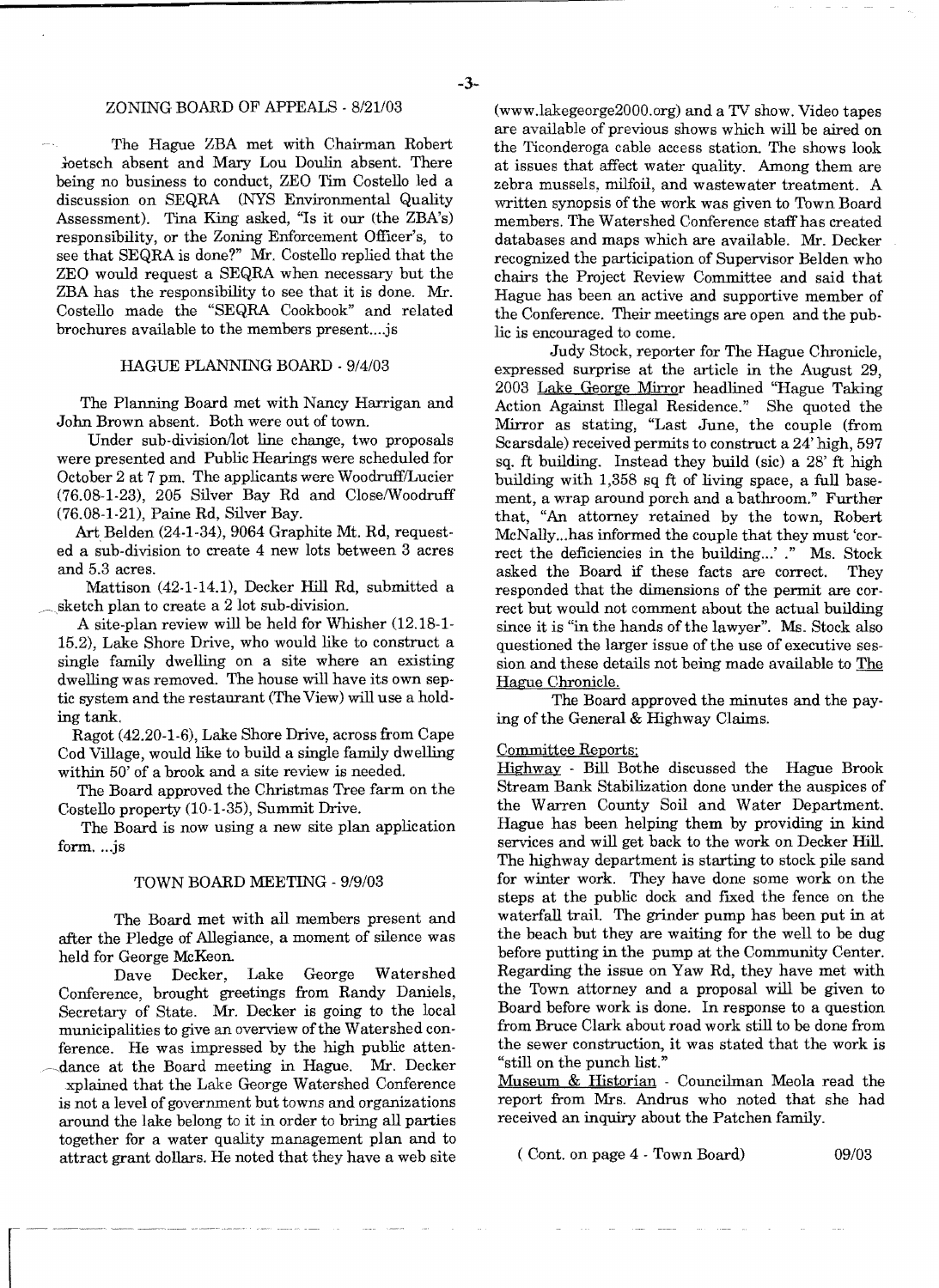## ZONING BOARD OF APPEALS - 8/21/03

The Hague ZBA met with Chairman Robert Goetsch absent and Mary Lou Doulin absent. There being no business to conduct, ZEO Tim Costello led a discussion on SEQRA (NYS Environmental Quality Assessment). Tina King asked, "Is it our (the ZBA's) responsibility, or the Zoning Enforcement Officer's, to see that SEQRA is done?" Mr. Costello replied that the ZEO would request a SEQRA when necessary but the ZBA has the responsibility to see that it is done. Mr. Costello made the "SEQRA Cookbook" and related brochures available to the members present....js

## HAGUE PLANNING BOARD - 9/4/03

The Planning Board met with Nancy Harrigan and John Brown absent. Both were out of town.

Under sub-division/lot line change, two proposals were presented and Public Hearings were scheduled for October 2 at 7 pm. The applicants were Woodruff/Lucier (76.08-1-23), 205 Silver Bay Rd and Close/Woodruff (76.08-1-21), Paine Rd, Silver Bay.

Art Belden (24-1-34), 9064 Graphite Mt. Rd, requested a sub-division to create 4 new lots between 3 acres and 5.3 acres.

Mattison (42-1-14.1), Decker Hill Rd, submitted a sketch plan to create a 2 lot sub-division.

A site-plan review will be held for Whisher (12.18-1-15.2), Lake Shore Drive, who would like to construct a single family dwelling on a site where an existing dwelling was removed. The house will have its own septic system and the restaurant (The View) will use a holding tank.

Ragot (42.20-1-6), Lake Shore Drive, across from Cape Cod Village, would like to build a single family dwelling within 50' of a brook and a site review is needed.

The Board approved the Christmas Tree farm on the Costello property (10-1-35), Summit Drive.

The Board is now using a new site plan application form. ...js

## TOWN BOARD MEETING - 9/9/03

The Board met with all members present and after the Pledge of Allegiance, a moment of silence was held for George McKeon.

Dave Decker, Lake George Watershed Conference, brought greetings from Randy Daniels, Secretary of State. Mr. Decker is going to the local municipalities to give an overview of the Watershed conference. He was impressed by the high public attendance at the Board meeting in Hague. Mr. Decker explained that the Lake George Watershed Conference is not a level of government but towns and organizations around the lake belong to it in order to bring all parties together for a water quality management plan and to attract grant dollars. He noted that they have a web site (www.lakegeorge2000.org) and a TV show. Video tapes are available of previous shows which will be aired on the Ticonderoga cable access station. The shows look at issues that affect water quality. Among them are zebra mussels, milfoil, and wastewater treatment. A written synopsis of the work was given to Town Board members. The Watershed Conference staff has created databases and maps which are available. Mr. Decker recognized the participation of Supervisor Belden who chairs the Project Review Committee and said that Hague has been an active and supportive member of the Conference. Their meetings are open and the public is encouraged to come.

Judy Stock, reporter for The Hague Chronicle, expressed surprise at the article in the August 29, 2003 Lake George Mirror headlined "Hague Taking Action Against Illegal Residence." She quoted the Mirror as stating, "Last June, the couple (from Scarsdale) received permits to construct a 24' high, 597 sq. ft building. Instead they build (sic) a 28' ft high building with 1,358 sq ft of living space, a full basement, a wrap around porch and a bathroom." Further that, "An attorney retained by the town, Robert McNally...has informed the couple that they must 'correct the deficiencies in the building...' ." Ms. Stock asked the Board if these facts are correct. They responded that the dimensions of the permit are correct but would not comment about the actual building since it is "in the hands of the lawyer". Ms. Stock also questioned the larger issue of the use of executive session and these details not being made available to The Hague Chronicle.

The Board approved the minutes and the paying of the General & Highway Claims.

Committee Reports:

Highway - Bill Bothe discussed the Hague Brook Stream Bank Stabilization done under the auspices of the Warren County Soil and Water Department. Hague has been helping them by providing in kind services and will get back to the work on Decker Hill. The highway department is starting to stock pile sand for winter work. They have done some work on the steps at the public dock and fixed the fence on the waterfall trail. The grinder pump has been put in at the beach but they are waiting for the well to be dug before putting in the pump at the Community Center. Regarding the issue on Yaw Rd, they have met with the Town attorney and a proposal will be given to Board before work is done. In response to a question from Bruce Clark about road work still to be done from the sewer construction, it was stated that the work is "still on the punch list."

Museum & Historian - Councilman Meola read the report from Mrs. Andrus who noted that she had received an inquiry about the Patchen family.

( Cont. on page 4 - Town Board)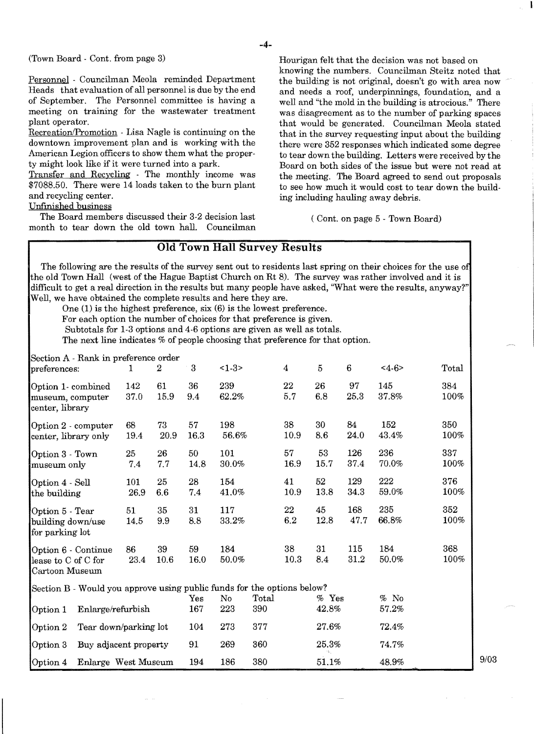(Town Board - Cont. from page 3)

Personnel - Councilman Meola reminded Department Heads that evaluation of all personnel is due by the end of September. The Personnel committee is having a meeting on training for the wastewater treatment plant operator.

Recreation/Promotion - Lisa Nagle is continuing on the downtown improvement plan and is working with the American Legion officers to show them what the property might look like if it were turned into a park.

Transfer and Recycling - The monthly income was $7088.50. There were 14 loads taken to the burn plant and recycling center.

Unfinished business

The Board members discussed their 3-2 decision last month to tear down the old town hall. Councilman Hourigan felt that the decision was not based on knowing the numbers. Councilman Steitz noted that the building is not original, doesn't go with area now and needs a roof, underpinnings, foundation, and a well and "the mold in the building is atrocious." There was disagreement as to the number of parking spaces that would be generated. Councilman Meola stated that in the survey requesting input about the building there were 352 responses which indicated some degree to tear down the building. Letters were received by the Board on both sides of the issue but were not read at the meeting. The Board agreed to send out proposals to see how much it would cost to tear down the building including hauling away debris.

( Cont. on page 5 - Town Board)

## Old Town Hall Survey Results

The following are the results of the survey sent out to residents last spring on their choices for the use of the old Town Hall (west of the Hague Baptist Church on Rt 8). The survey was rather involved and it is difficult to get a real direction in the results but many people have asked, "What were the results, anyway?" Well, we have obtained the complete results and here they are.

One (1) is the highest preference, six (6) is the lowest preference.

For each option the number of choices for that preference is given.

Subtotals for 1-3 options and 4-6 options are given as well as totals.

The next line indicates % of people choosing that preference for that option.

Section A - Rank in preference order

| preferences: | 1 | 2 | 3 | <1-3> | 4 | 5 | 6 | <4-6> | Total |
|---|---|---|---|---|---|---|---|---|---|
| Option 1- combined museum, computer center, library | 142 | 61 | 36 | 239 | 22 | 26 | 97 | 145 | 384 |
| | 37.0 | 15.9 | 9.4 | 62.2% | 5.7 | 6.8 | 25.3 | 37.8% | 100% |
| Option 2 - computer center, library only | 68 | 73 | 57 | 198 | 38 | 30 | 84 | 152 | 350 |
| | 19.4 | 20.9 | 16.3 | 56.6% | 10.9 | 8.6 | 24.0 | 43.4% | 100% |
| Option 3 - Town museum only | 25 | 26 | 50 | 101 | 57 | 53 | 126 | 236 | 337 |
| | 7.4 | 7.7 | 14.8 | 30.0% | 16.9 | 15.7 | 37.4 | 70.0% | 100% |
| Option 4 - Sell the building | 101 | 25 | 28 | 154 | 41 | 52 | 129 | 222 | 376 |
| | 26.9 | 6.6 | 7.4 | 41.0% | 10.9 | 13.8 | 34.3 | 59.0% | 100% |
| Option 5 - Tear building down/use for parking lot | 51 | 35 | 31 | 117 | 22 | 45 | 168 | 235 | 352 |
| | 14.5 | 9.9 | 8.8 | 33.2% | 6.2 | 12.8 | 47.7 | 66.8% | 100% |
| Option 6 - Continue lease to C of C for Cartoon Museum | 86 | 39 | 59 | 184 | 38 | 31 | 115 | 184 | 368 |
| | 23.4 | 10.6 | 16.0 | 50.0% | 10.3 | 8.4 | 31.2 | 50.0% | 100% |

Section B - Would you approve using public funds for the options below?

| | | Yes | No | Total | % Yes | % No |
|---|---|---|---|---|---|---|
| Option 1 | Enlarge/refurbish | 167 | 223 | 390 | 42.8% | 57.2% |
| Option 2 | Tear down/parking lot | 104 | 273 | 377 | 27.6% | 72.4% |
| Option 3 | Buy adjacent property | 91 | 269 | 360 | 25.3% | 74.7% |
| Option 4 | Enlarge West Museum | 194 | 186 | 380 | 51.1% | 48.9% |

9/03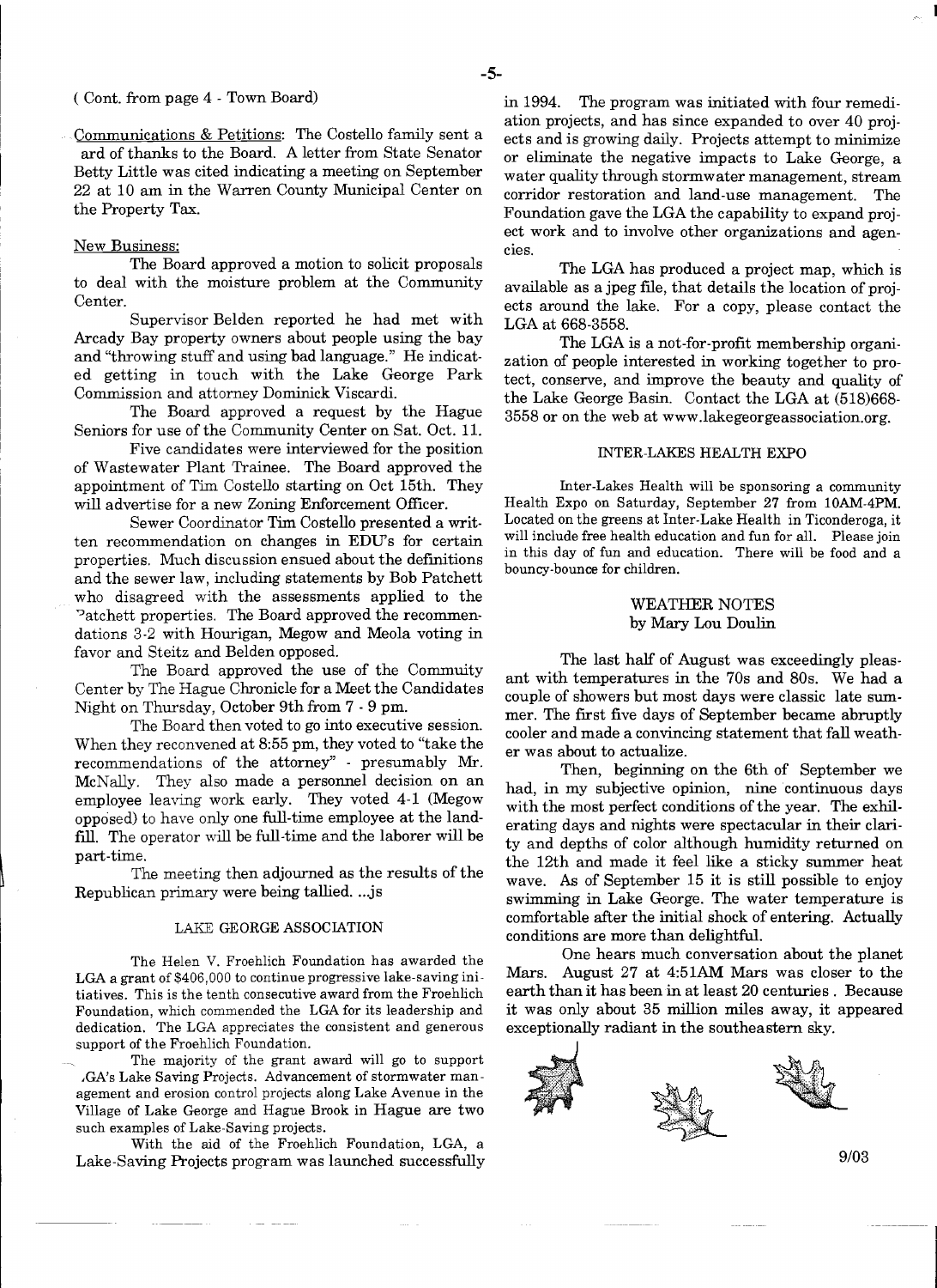( Cont. from page 4 - Town Board)

Communications & Petitions: The Costello family sent a ard of thanks to the Board. A letter from State Senator Betty Little was cited indicating a meeting on September 22 at 10 am in the Warren County Municipal Center on the Property Tax.

New Business:

The Board approved a motion to solicit proposals to deal with the moisture problem at the Community Center.

Supervisor Belden reported he had met with Arcady Bay property owners about people using the bay and "throwing stuff and using bad language." He indicated getting in touch with the Lake George Park Commission and attorney Dominick Viscardi.

The Board approved a request by the Hague Seniors for use of the Community Center on Sat. Oct. 11.

Five candidates were interviewed for the position of Wastewater Plant Trainee. The Board approved the appointment of Tim Costello starting on Oct 15th. They will advertise for a new Zoning Enforcement Officer.

Sewer Coordinator Tim Costello presented a written recommendation on changes in EDU's for certain properties. Much discussion ensued about the definitions and the sewer law, including statements by Bob Patchett who disagreed with the assessments applied to the Patchett properties. The Board approved the recommendations 3-2 with Hourigan, Megow and Meola voting in favor and Steitz and Belden opposed.

The Board approved the use of the Commuity Center by The Hague Chronicle for a Meet the Candidates Night on Thursday, October 9th from 7 - 9 pm.

The Board then voted to go into executive session. When they reconvened at 8:55 pm, they voted to "take the recommendations of the attorney" - presumably Mr. McNally. They also made a personnel decision on an employee leaving work early. They voted 4-1 (Megow opposed) to have only one full-time employee at the landfill. The operator will be full-time and the laborer will be part-time.

The meeting then adjourned as the results of the Republican primary were being tallied. ...js

## LAKE GEORGE ASSOCIATION

The Helen V. Froehlich Foundation has awarded the LGA a grant of $406,000 to continue progressive lake-saving initiatives. This is the tenth consecutive award from the Froehlich Foundation, which commended the LGA for its leadership and dedication. The LGA appreciates the consistent and generous support of the Froehlich Foundation.

The majority of the grant award will go to support LGA's Lake Saving Projects. Advancement of stormwater management and erosion control projects along Lake Avenue in the Village of Lake George and Hague Brook in Hague are two such examples of Lake-Saving projects.

With the aid of the Froehlich Foundation, LGA, a Lake-Saving Projects program was launched successfully in 1994. The program was initiated with four remediation projects, and has since expanded to over 40 projects and is growing daily. Projects attempt to minimize or eliminate the negative impacts to Lake George, a water quality through stormwater management, stream corridor restoration and land-use management. The Foundation gave the LGA the capability to expand project work and to involve other organizations and agencies.

The LGA has produced a project map, which is available as a jpeg file, that details the location of projects around the lake. For a copy, please contact the LGA at 668-3558.

The LGA is a not-for-profit membership organization of people interested in working together to protect, conserve, and improve the beauty and quality of the Lake George Basin. Contact the LGA at (518)668-3558 or on the web at www.lakegeorgeassociation.org.

## INTER-LAKES HEALTH EXPO

Inter-Lakes Health will be sponsoring a community Health Expo on Saturday, September 27 from 10AM-4PM. Located on the greens at Inter-Lake Health in Ticonderoga, it will include free health education and fun for all. Please join in this day of fun and education. There will be food and a bouncy-bounce for children.

## WEATHER NOTES
by Mary Lou Doulin

The last half of August was exceedingly pleasant with temperatures in the 70s and 80s. We had a couple of showers but most days were classic late summer. The first five days of September became abruptly cooler and made a convincing statement that fall weather was about to actualize.

Then, beginning on the 6th of September we had, in my subjective opinion, nine continuous days with the most perfect conditions of the year. The exhilerating days and nights were spectacular in their clarity and depths of color although humidity returned on the 12th and made it feel like a sticky summer heat wave. As of September 15 it is still possible to enjoy swimming in Lake George. The water temperature is comfortable after the initial shock of entering. Actually conditions are more than delightful.

One hears much conversation about the planet Mars. August 27 at 4:51AM Mars was closer to the earth than it has been in at least 20 centuries. Because it was only about 35 million miles away, it appeared exceptionally radiant in the southeastern sky.

9/03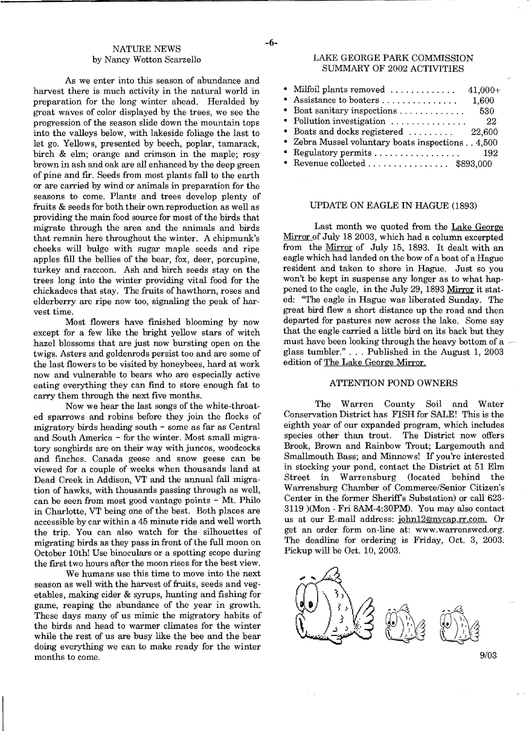## NATURE NEWS
by Nancy Wotton Scarzello

As we enter into this season of abundance and harvest there is much activity in the natural world in preparation for the long winter ahead. Heralded by great waves of color displayed by the trees, we see the progression of the season slide down the mountain tops into the valleys below, with lakeside foliage the last to let go. Yellows, presented by beech, poplar, tamarack, birch & elm; orange and crimson in the maple; rosy brown in ash and oak are all enhanced by the deep green of pine and fir. Seeds from most plants fall to the earth or are carried by wind or animals in preparation for the seasons to come. Plants and trees develop plenty of fruits & seeds for both their own reproduction as well as providing the main food source for most of the birds that migrate through the area and the animals and birds that remain here throughout the winter. A chipmunk's cheeks will bulge with sugar maple seeds and ripe apples fill the bellies of the bear, fox, deer, porcupine, turkey and raccoon. Ash and birch seeds stay on the trees long into the winter providing vital food for the chickadees that stay. The fruits of hawthorn, roses and elderberry are ripe now too, signaling the peak of harvest time.

Most flowers have finished blooming by now except for a few like the bright yellow stars of witch hazel blossoms that are just now bursting open on the twigs. Asters and goldenrods persist too and are some of the last flowers to be visited by honeybees, hard at work now and vulnerable to bears who are especially active eating everything they can find to store enough fat to carry them through the next five months.

Now we hear the last songs of the white-throated sparrows and robins before they join the flocks of migratory birds heading south ~ some as far as Central and South America ~ for the winter. Most small migratory songbirds are on their way with juncos, woodcocks and finches. Canada geese and snow geese can be viewed for a couple of weeks when thousands land at Dead Creek in Addison, VT and the annual fall migration of hawks, with thousands passing through as well, can be seen from most good vantage points ~ Mt. Philo in Charlotte, VT being one of the best. Both places are accessible by car within a 45 minute ride and well worth the trip. You can also watch for the silhouettes of migrating birds as they pass in front of the full moon on October 10th! Use binoculars or a spotting scope during the first two hours after the moon rises for the best view.

We humans use this time to move into the next season as well with the harvest of fruits, seeds and vegetables, making cider & syrups, hunting and fishing for game, reaping the abundance of the year in growth. These days many of us mimic the migratory habits of the birds and head to warmer climates for the winter while the rest of us are busy like the bee and the bear doing everything we can to make ready for the winter months to come.

## LAKE GEORGE PARK COMMISSION SUMMARY OF 2002 ACTIVITIES

- Milfoil plants removed .............. 41,000+
- Assistance to boaters ............... 1,600
- Boat sanitary inspections ............. 530
- Pollution investigation ............... 22
- Boats and docks registered ......... 22,600
- Zebra Mussel voluntary boats inspections . . 4,500
- Regulatory permits ................. 192
- Revenue collected ................ $893,000

## UPDATE ON EAGLE IN HAGUE (1893)

Last month we quoted from the Lake George Mirror of July 18 2003, which had a column excerpted from the Mirror of July 15, 1893. It dealt with an eagle which had landed on the bow of a boat of a Hague resident and taken to shore in Hague. Just so you won't be kept in suspense any longer as to what happened to the eagle, in the July 29, 1893 Mirror it stated: "The eagle in Hague was liberated Sunday. The great bird flew a short distance up the road and then departed for pastures new across the lake. Some say that the eagle carried a little bird on its back but they must have been looking through the heavy bottom of a glass tumbler." . . . Published in the August 1, 2003 edition of The Lake George Mirror.

## ATTENTION POND OWNERS

The Warren County Soil and Water Conservation District has FISH for SALE! This is the eighth year of our expanded program, which includes species other than trout. The District now offers Brook, Brown and Rainbow Trout; Largemouth and Smallmouth Bass; and Minnows! If you're interested in stocking your pond, contact the District at 51 Elm Street in Warrensburg (located behind the Warrensburg Chamber of Commerce/Senior Citizen's Center in the former Sheriff's Substation) or call 623-3119 )(Mon - Fri 8AM-4:30PM). You may also contact us at our E-mail address: john12@nycap.rr.com. Or get an order form on-line at: www.warrenswcd.org. The deadline for ordering is Friday, Oct. 3, 2003. Pickup will be Oct. 10, 2003.

9/03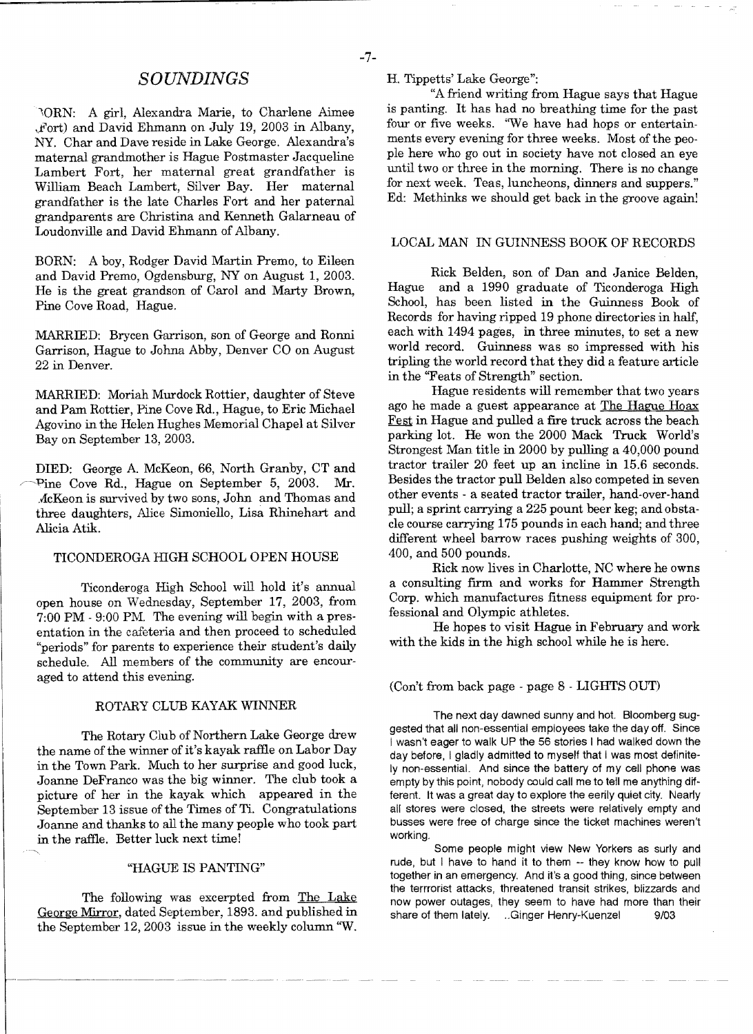## *SOUNDINGS*

BORN: A girl, Alexandra Marie, to Charlene Aimee (Fort) and David Ehmann on July 19, 2003 in Albany, NY. Char and Dave reside in Lake George. Alexandra's maternal grandmother is Hague Postmaster Jacqueline Lambert Fort, her maternal great grandfather is William Beach Lambert, Silver Bay. Her maternal grandfather is the late Charles Fort and her paternal grandparents are Christina and Kenneth Galarneau of Loudonville and David Ehmann of Albany.

BORN: A boy, Rodger David Martin Premo, to Eileen and David Premo, Ogdensburg, NY on August 1, 2003. He is the great grandson of Carol and Marty Brown, Pine Cove Road, Hague.

MARRIED: Brycen Garrison, son of George and Ronni Garrison, Hague to Johna Abby, Denver CO on August 22 in Denver.

MARRIED: Moriah Murdock Rottier, daughter of Steve and Pam Rottier, Pine Cove Rd., Hague, to Eric Michael Agovino in the Helen Hughes Memorial Chapel at Silver Bay on September 13, 2003.

DIED: George A. McKeon, 66, North Granby, CT and Pine Cove Rd., Hague on September 5, 2003. Mr. McKeon is survived by two sons, John and Thomas and three daughters, Alice Simoniello, Lisa Rhinehart and Alicia Atik.

### TICONDEROGA HIGH SCHOOL OPEN HOUSE

Ticonderoga High School will hold it's annual open house on Wednesday, September 17, 2003, from 7:00 PM - 9:00 PM. The evening will begin with a presentation in the cafeteria and then proceed to scheduled "periods" for parents to experience their student's daily schedule. All members of the community are encouraged to attend this evening.

### ROTARY CLUB KAYAK WINNER

The Rotary Club of Northern Lake George drew the name of the winner of it's kayak raffle on Labor Day in the Town Park. Much to her surprise and good luck, Joanne DeFranco was the big winner. The club took a picture of her in the kayak which appeared in the September 13 issue of the Times of Ti. Congratulations Joanne and thanks to all the many people who took part in the raffle. Better luck next time!

### "HAGUE IS PANTING"

The following was excerpted from The Lake George Mirror, dated September, 1893. and published in the September 12, 2003 issue in the weekly column "W. H. Tippetts' Lake George":

"A friend writing from Hague says that Hague is panting. It has had no breathing time for the past four or five weeks. "We have had hops or entertainments every evening for three weeks. Most of the people here who go out in society have not closed an eye until two or three in the morning. There is no change for next week. Teas, luncheons, dinners and suppers." Ed: Methinks we should get back in the groove again!

### LOCAL MAN IN GUINNESS BOOK OF RECORDS

Rick Belden, son of Dan and Janice Belden, Hague and a 1990 graduate of Ticonderoga High School, has been listed in the Guinness Book of Records for having ripped 19 phone directories in half, each with 1494 pages, in three minutes, to set a new world record. Guinness was so impressed with his tripling the world record that they did a feature article in the "Feats of Strength" section.

Hague residents will remember that two years ago he made a guest appearance at The Hague Hoax Fest in Hague and pulled a fire truck across the beach parking lot. He won the 2000 Mack Truck World's Strongest Man title in 2000 by pulling a 40,000 pound tractor trailer 20 feet up an incline in 15.6 seconds. Besides the tractor pull Belden also competed in seven other events - a seated tractor trailer, hand-over-hand pull; a sprint carrying a 225 pount beer keg; and obstacle course carrying 175 pounds in each hand; and three different wheel barrow races pushing weights of 300, 400, and 500 pounds.

Rick now lives in Charlotte, NC where he owns a consulting firm and works for Hammer Strength Corp. which manufactures fitness equipment for professional and Olympic athletes.

He hopes to visit Hague in February and work with the kids in the high school while he is here.

(Con't from back page - page 8 - LIGHTS OUT)

The next day dawned sunny and hot. Bloomberg suggested that all non-essential employees take the day off. Since I wasn't eager to walk UP the 56 stories I had walked down the day before, I gladly admitted to myself that I was most definitely non-essential. And since the battery of my cell phone was empty by this point, nobody could call me to tell me anything different. It was a great day to explore the eerily quiet city. Nearly all stores were closed, the streets were relatively empty and busses were free of charge since the ticket machines weren't working.

Some people might view New Yorkers as surly and rude, but I have to hand it to them -- they know how to pull together in an emergency. And it's a good thing, since between the terrrorist attacks, threatened transit strikes, blizzards and now power outages, they seem to have had more than their share of them lately. ..Ginger Henry-Kuenzel 9/03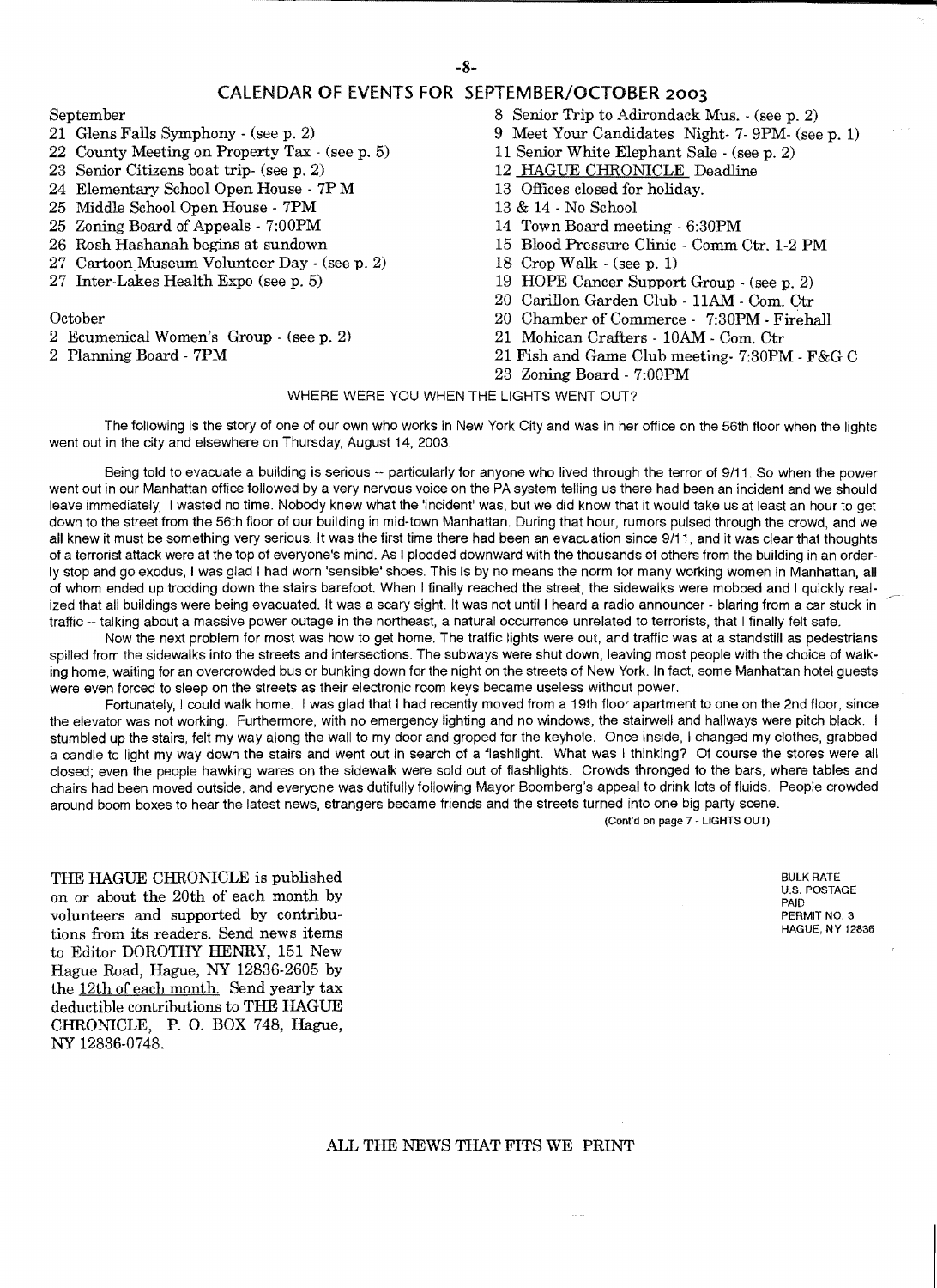## CALENDAR OF EVENTS FOR SEPTEMBER/OCTOBER 2003

September

- 21 Glens Falls Symphony - (see p. 2)
- 22 County Meeting on Property Tax - (see p. 5)
- 23 Senior Citizens boat trip- (see p. 2)
- 24 Elementary School Open House - 7P M
- 25 Middle School Open House - 7PM
- 25 Zoning Board of Appeals - 7:00PM
- 26 Rosh Hashanah begins at sundown
- 27 Cartoon Museum Volunteer Day - (see p. 2)
- 27 Inter-Lakes Health Expo (see p. 5)

October

- 2 Ecumenical Women's Group - (see p. 2)
- 2 Planning Board - 7PM
- 8 Senior Trip to Adirondack Mus. - (see p. 2)
- 9 Meet Your Candidates Night- 7- 9PM- (see p. 1)
- 11 Senior White Elephant Sale - (see p. 2)
- 12 HAGUE CHRONICLE Deadline
- 13 Offices closed for holiday.
- 13 & 14 - No School
- 14 Town Board meeting - 6:30PM
- 15 Blood Pressure Clinic - Comm Ctr. 1-2 PM
- 18 Crop Walk - (see p. 1)
- 19 HOPE Cancer Support Group - (see p. 2)
- 20 Carillon Garden Club - 11AM - Com. Ctr
- 20 Chamber of Commerce - 7:30PM - Firehall
- 21 Mohican Crafters - 10AM - Com. Ctr
- 21 Fish and Game Club meeting- 7:30PM - F&G C
- 23 Zoning Board - 7:00PM

## WHERE WERE YOU WHEN THE LIGHTS WENT OUT?

The following is the story of one of our own who works in New York City and was in her office on the 56th floor when the lights went out in the city and elsewhere on Thursday, August 14, 2003.

Being told to evacuate a building is serious -- particularly for anyone who lived through the terror of 9/11. So when the power went out in our Manhattan office followed by a very nervous voice on the PA system telling us there had been an incident and we should leave immediately, I wasted no time. Nobody knew what the 'incident' was, but we did know that it would take us at least an hour to get down to the street from the 56th floor of our building in mid-town Manhattan. During that hour, rumors pulsed through the crowd, and we all knew it must be something very serious. It was the first time there had been an evacuation since 9/11, and it was clear that thoughts of a terrorist attack were at the top of everyone's mind. As I plodded downward with the thousands of others from the building in an orderly stop and go exodus, I was glad I had worn 'sensible' shoes. This is by no means the norm for many working women in Manhattan, all of whom ended up trodding down the stairs barefoot. When I finally reached the street, the sidewalks were mobbed and I quickly realized that all buildings were being evacuated. It was a scary sight. It was not until I heard a radio announcer - blaring from a car stuck in traffic -- talking about a massive power outage in the northeast, a natural occurrence unrelated to terrorists, that I finally felt safe.

Now the next problem for most was how to get home. The traffic lights were out, and traffic was at a standstill as pedestrians spilled from the sidewalks into the streets and intersections. The subways were shut down, leaving most people with the choice of walking home, waiting for an overcrowded bus or bunking down for the night on the streets of New York. In fact, some Manhattan hotel guests were even forced to sleep on the streets as their electronic room keys became useless without power.

Fortunately, I could walk home. I was glad that I had recently moved from a 19th floor apartment to one on the 2nd floor, since the elevator was not working. Furthermore, with no emergency lighting and no windows, the stairwell and hallways were pitch black. I stumbled up the stairs, felt my way along the wall to my door and groped for the keyhole. Once inside, I changed my clothes, grabbed a candle to light my way down the stairs and went out in search of a flashlight. What was I thinking? Of course the stores were all closed; even the people hawking wares on the sidewalk were sold out of flashlights. Crowds thronged to the bars, where tables and chairs had been moved outside, and everyone was dutifully following Mayor Boomberg's appeal to drink lots of fluids. People crowded around boom boxes to hear the latest news, strangers became friends and the streets turned into one big party scene.

(Cont'd on page 7 - LIGHTS OUT)

THE HAGUE CHRONICLE is published on or about the 20th of each month by volunteers and supported by contributions from its readers. Send news items to Editor DOROTHY HENRY, 151 New Hague Road, Hague, NY 12836-2605 by the 12th of each month. Send yearly tax deductible contributions to THE HAGUE CHRONICLE, P. O. BOX 748, Hague, NY 12836-0748.

BULK RATE
U.S. POSTAGE
PAID
PERMIT NO. 3
HAGUE, NY 12836

ALL THE NEWS THAT FITS WE PRINT